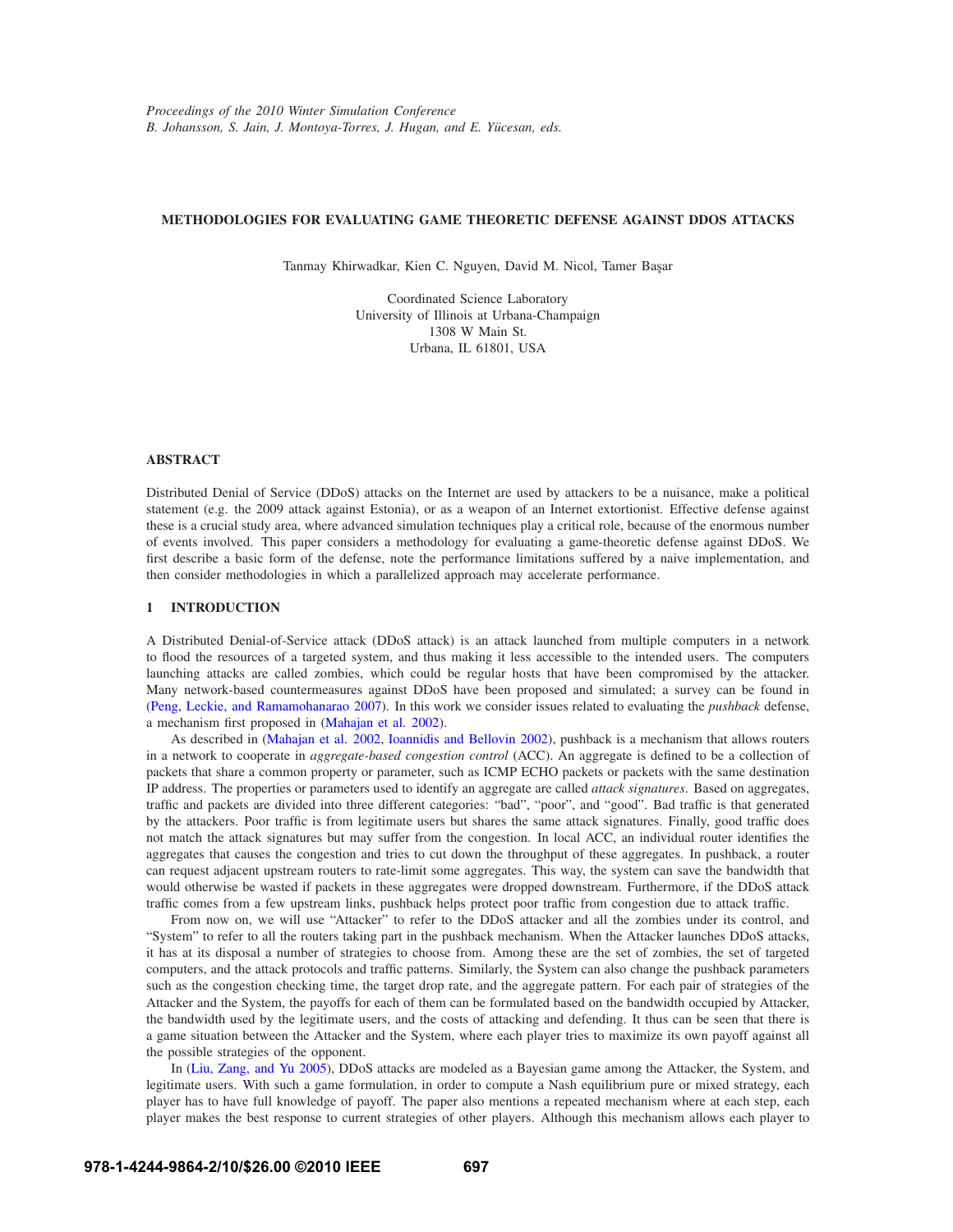*Proceedings of the 2010 Winter Simulation Conference*
*B. Johansson, S. Jain, J. Montoya-Torres, J. Hugan, and E. Yücesan, eds.*

# METHODOLOGIES FOR EVALUATING GAME THEORETIC DEFENSE AGAINST DDOS ATTACKS

Tanmay Khirwadkar, Kien C. Nguyen, David M. Nicol, Tamer Başar

Coordinated Science Laboratory
University of Illinois at Urbana-Champaign
1308 W Main St.
Urbana, IL 61801, USA

## ABSTRACT

Distributed Denial of Service (DDoS) attacks on the Internet are used by attackers to be a nuisance, make a political statement (e.g. the 2009 attack against Estonia), or as a weapon of an Internet extortionist. Effective defense against these is a crucial study area, where advanced simulation techniques play a critical role, because of the enormous number of events involved. This paper considers a methodology for evaluating a game-theoretic defense against DDoS. We first describe a basic form of the defense, note the performance limitations suffered by a naive implementation, and then consider methodologies in which a parallelized approach may accelerate performance.

## 1 INTRODUCTION

A Distributed Denial-of-Service attack (DDoS attack) is an attack launched from multiple computers in a network to flood the resources of a targeted system, and thus making it less accessible to the intended users. The computers launching attacks are called zombies, which could be regular hosts that have been compromised by the attacker. Many network-based countermeasures against DDoS have been proposed and simulated; a survey can be found in (Peng, Leckie, and Ramamohanarao 2007). In this work we consider issues related to evaluating the *pushback* defense, a mechanism first proposed in (Mahajan et al. 2002).

As described in (Mahajan et al. 2002, Ioannidis and Bellovin 2002), pushback is a mechanism that allows routers in a network to cooperate in *aggregate-based congestion control* (ACC). An aggregate is defined to be a collection of packets that share a common property or parameter, such as ICMP ECHO packets or packets with the same destination IP address. The properties or parameters used to identify an aggregate are called *attack signatures*. Based on aggregates, traffic and packets are divided into three different categories: "bad", "poor", and "good". Bad traffic is that generated by the attackers. Poor traffic is from legitimate users but shares the same attack signatures. Finally, good traffic does not match the attack signatures but may suffer from the congestion. In local ACC, an individual router identifies the aggregates that causes the congestion and tries to cut down the throughput of these aggregates. In pushback, a router can request adjacent upstream routers to rate-limit some aggregates. This way, the system can save the bandwidth that would otherwise be wasted if packets in these aggregates were dropped downstream. Furthermore, if the DDoS attack traffic comes from a few upstream links, pushback helps protect poor traffic from congestion due to attack traffic.

From now on, we will use "Attacker" to refer to the DDoS attacker and all the zombies under its control, and "System" to refer to all the routers taking part in the pushback mechanism. When the Attacker launches DDoS attacks, it has at its disposal a number of strategies to choose from. Among these are the set of zombies, the set of targeted computers, and the attack protocols and traffic patterns. Similarly, the System can also change the pushback parameters such as the congestion checking time, the target drop rate, and the aggregate pattern. For each pair of strategies of the Attacker and the System, the payoffs for each of them can be formulated based on the bandwidth occupied by Attacker, the bandwidth used by the legitimate users, and the costs of attacking and defending. It thus can be seen that there is a game situation between the Attacker and the System, where each player tries to maximize its own payoff against all the possible strategies of the opponent.

In (Liu, Zang, and Yu 2005), DDoS attacks are modeled as a Bayesian game among the Attacker, the System, and legitimate users. With such a game formulation, in order to compute a Nash equilibrium pure or mixed strategy, each player has to have full knowledge of payoff. The paper also mentions a repeated mechanism where at each step, each player makes the best response to current strategies of other players. Although this mechanism allows each player to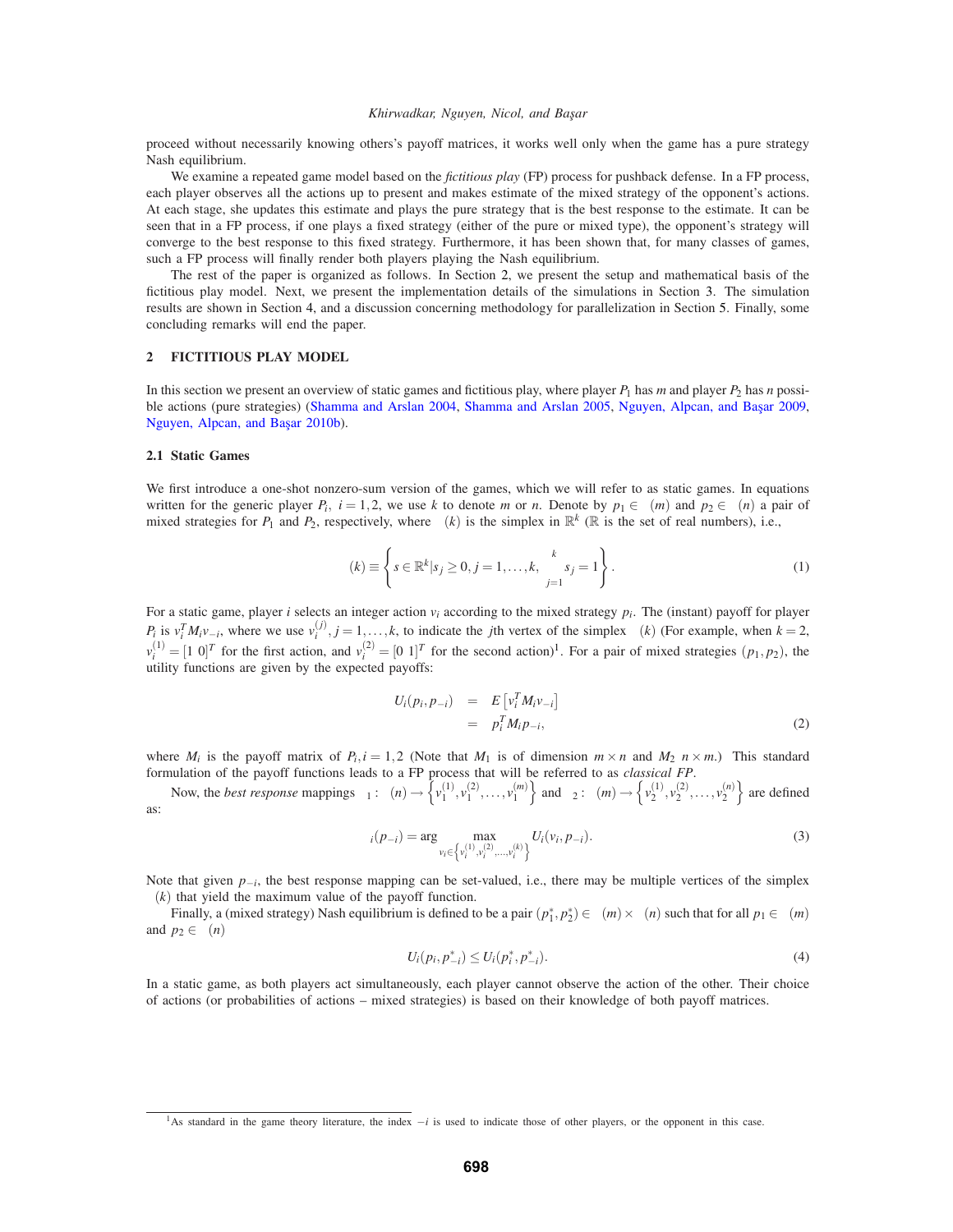proceed without necessarily knowing others's payoff matrices, it works well only when the game has a pure strategy Nash equilibrium.

We examine a repeated game model based on the *fictitious play* (FP) process for pushback defense. In a FP process, each player observes all the actions up to present and makes estimate of the mixed strategy of the opponent's actions. At each stage, she updates this estimate and plays the pure strategy that is the best response to the estimate. It can be seen that in a FP process, if one plays a fixed strategy (either of the pure or mixed type), the opponent's strategy will converge to the best response to this fixed strategy. Furthermore, it has been shown that, for many classes of games, such a FP process will finally render both players playing the Nash equilibrium.

The rest of the paper is organized as follows. In Section 2, we present the setup and mathematical basis of the fictitious play model. Next, we present the implementation details of the simulations in Section 3. The simulation results are shown in Section 4, and a discussion concerning methodology for parallelization in Section 5. Finally, some concluding remarks will end the paper.

## 2 FICTITIOUS PLAY MODEL

In this section we present an overview of static games and fictitious play, where player $P_1$ has $m$ and player $P_2$ has $n$ possible actions (pure strategies) (Shamma and Arslan 2004, Shamma and Arslan 2005, Nguyen, Alpcan, and Başar 2009, Nguyen, Alpcan, and Başar 2010b).

### 2.1 Static Games

We first introduce a one-shot nonzero-sum version of the games, which we will refer to as static games. In equations written for the generic player $P_i$, $i = 1,2$, we use $k$ to denote $m$ or $n$. Denote by $p_1 \in \Delta(m)$ and $p_2 \in \Delta(n)$ a pair of mixed strategies for $P_1$ and $P_2$, respectively, where $\Delta(k)$ is the simplex in $\mathbb{R}^k$ ($\mathbb{R}$ is the set of real numbers), i.e.,

$$\Delta(k) \equiv \left\{ s \in \mathbb{R}^k | s_j \geq 0, j = 1,\ldots,k, \sum_{j=1}^{k} s_j = 1 \right\}. \tag{1}$$

For a static game, player $i$ selects an integer action $v_i$ according to the mixed strategy $p_i$. The (instant) payoff for player $P_i$ is $v_i^T M_i v_{-i}$, where we use $v_i^{(j)}$, $j = 1,\ldots,k$, to indicate the $j$th vertex of the simplex $\Delta(k)$ (For example, when $k = 2$, $v_i^{(1)} = [1\ 0]^T$ for the first action, and $v_i^{(2)} = [0\ 1]^T$ for the second action)[1]. For a pair of mixed strategies $(p_1, p_2)$, the utility functions are given by the expected payoffs:

$$\begin{aligned} U_i(p_i, p_{-i}) &= E\left[v_i^T M_i v_{-i}\right] \\ &= p_i^T M_i p_{-i}, \end{aligned} \tag{2}$$

where $M_i$ is the payoff matrix of $P_i, i = 1,2$ (Note that $M_1$ is of dimension $m \times n$ and $M_2$ $n \times m$.) This standard formulation of the payoff functions leads to a FP process that will be referred to as *classical FP*.

Now, the *best response* mappings $\beta_1 : \Delta(n) \to \left\{v_1^{(1)}, v_1^{(2)}, \ldots, v_1^{(m)}\right\}$ and $\beta_2 : \Delta(m) \to \left\{v_2^{(1)}, v_2^{(2)}, \ldots, v_2^{(n)}\right\}$ are defined as:

$$\beta_i(p_{-i}) = \arg \max_{v_i \in \left\{v_i^{(1)}, v_i^{(2)}, \ldots, v_i^{(k)}\right\}} U_i(v_i, p_{-i}). \tag{3}$$

Note that given $p_{-i}$, the best response mapping can be set-valued, i.e., there may be multiple vertices of the simplex $\Delta(k)$ that yield the maximum value of the payoff function.

Finally, a (mixed strategy) Nash equilibrium is defined to be a pair $(p_1^*, p_2^*) \in \Delta(m) \times \Delta(n)$ such that for all $p_1 \in \Delta(m)$ and $p_2 \in \Delta(n)$

$$U_i(p_i, p_{-i}^*) \leq U_i(p_i^*, p_{-i}^*). \tag{4}$$

In a static game, as both players act simultaneously, each player cannot observe the action of the other. Their choice of actions (or probabilities of actions – mixed strategies) is based on their knowledge of both payoff matrices.

[1] As standard in the game theory literature, the index $-i$ is used to indicate those of other players, or the opponent in this case.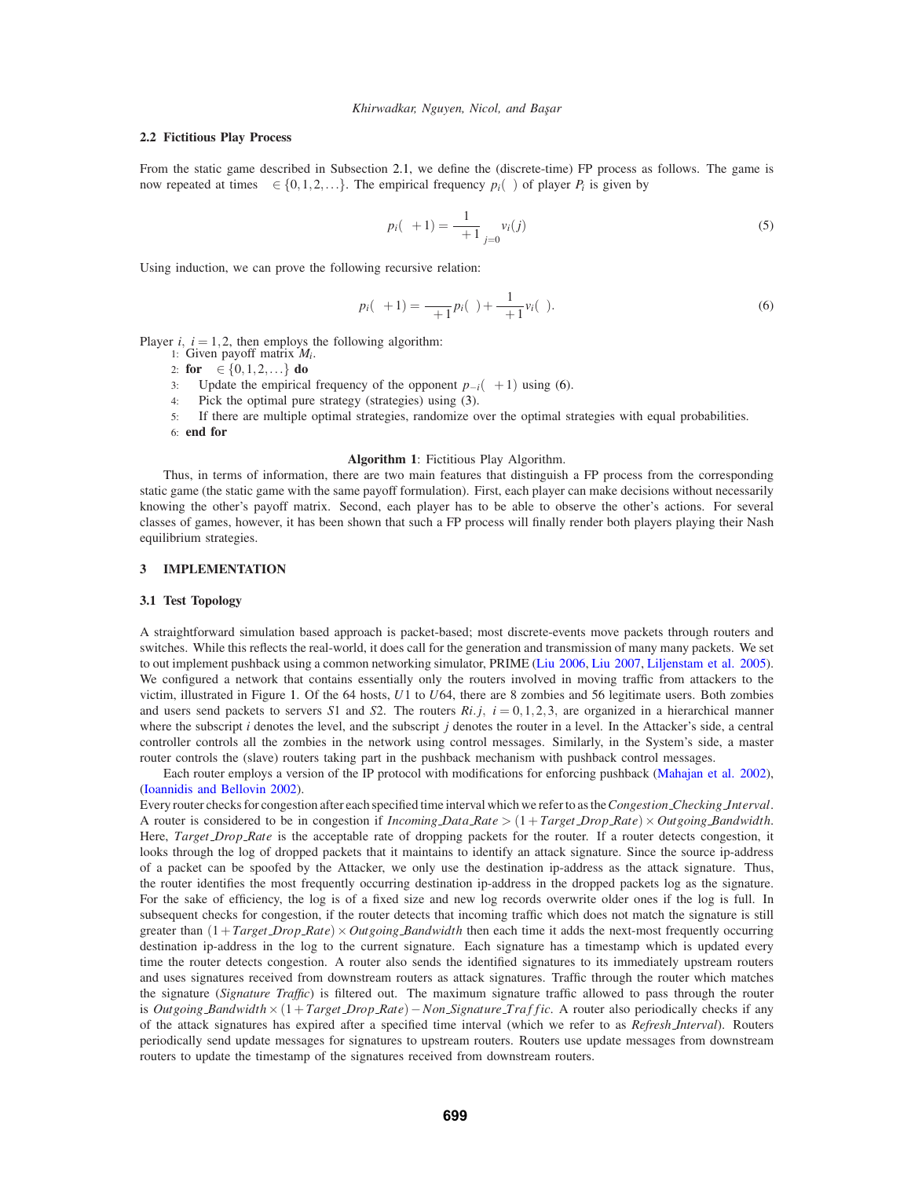### 2.2 Fictitious Play Process

From the static game described in Subsection 2.1, we define the (discrete-time) FP process as follows. The game is now repeated at times $\in \{0,1,2,\ldots\}$. The empirical frequency $p_i(\ )$ of player $P_i$ is given by

$$p_i(\ +1) = \frac{1}{\ +1} \sum_{j=0} v_i(j) \tag{5}$$

Using induction, we can prove the following recursive relation:

$$p_i(\ +1) = \frac{}{\ +1} p_i(\ ) + \frac{1}{\ +1} v_i(\ ). \tag{6}$$

Player $i$, $i = 1,2$, then employs the following algorithm:

```
1: Given payoff matrix M_i.
2: for ∈ {0,1,2,...} do
3:    Update the empirical frequency of the opponent p_{-i}( +1) using (6).
4:    Pick the optimal pure strategy (strategies) using (3).
5:    If there are multiple optimal strategies, randomize over the optimal strategies with equal probabilities.
6: end for
```

**Algorithm 1**: Fictitious Play Algorithm.

Thus, in terms of information, there are two main features that distinguish a FP process from the corresponding static game (the static game with the same payoff formulation). First, each player can make decisions without necessarily knowing the other's payoff matrix. Second, each player has to be able to observe the other's actions. For several classes of games, however, it has been shown that such a FP process will finally render both players playing their Nash equilibrium strategies.

## 3 IMPLEMENTATION

### 3.1 Test Topology

A straightforward simulation based approach is packet-based; most discrete-events move packets through routers and switches. While this reflects the real-world, it does call for the generation and transmission of many many packets. We set to out implement pushback using a common networking simulator, PRIME (Liu 2006, Liu 2007, Liljenstam et al. 2005). We configured a network that contains essentially only the routers involved in moving traffic from attackers to the victim, illustrated in Figure 1. Of the 64 hosts, $U1$ to $U64$, there are 8 zombies and 56 legitimate users. Both zombies and users send packets to servers $S1$ and $S2$. The routers $Ri.j$, $i = 0,1,2,3$, are organized in a hierarchical manner where the subscript $i$ denotes the level, and the subscript $j$ denotes the router in a level. In the Attacker's side, a central controller controls all the zombies in the network using control messages. Similarly, in the System's side, a master router controls the (slave) routers taking part in the pushback mechanism with pushback control messages.

Each router employs a version of the IP protocol with modifications for enforcing pushback (Mahajan et al. 2002), (Ioannidis and Bellovin 2002).

Every router checks for congestion after each specified time interval which we refer to as the *Congestion_Checking_Interval*. A router is considered to be in congestion if $Incoming\_Data\_Rate > (1 + Target\_Drop\_Rate) \times Outgoing\_Bandwidth$. Here, *Target_Drop_Rate* is the acceptable rate of dropping packets for the router. If a router detects congestion, it looks through the log of dropped packets that it maintains to identify an attack signature. Since the source ip-address of a packet can be spoofed by the Attacker, we only use the destination ip-address as the attack signature. Thus, the router identifies the most frequently occurring destination ip-address in the dropped packets log as the signature. For the sake of efficiency, the log is of a fixed size and new log records overwrite older ones if the log is full. In subsequent checks for congestion, if the router detects that incoming traffic which does not match the signature is still greater than $(1 + Target\_Drop\_Rate) \times Outgoing\_Bandwidth$ then each time it adds the next-most frequently occurring destination ip-address in the log to the current signature. Each signature has a timestamp which is updated every time the router detects congestion. A router also sends the identified signatures to its immediately upstream routers and uses signatures received from downstream routers as attack signatures. Traffic through the router which matches the signature (*Signature Traffic*) is filtered out. The maximum signature traffic allowed to pass through the router is $Outgoing\_Bandwidth \times (1 + Target\_Drop\_Rate) - Non\_Signature\_Traffic$. A router also periodically checks if any of the attack signatures has expired after a specified time interval (which we refer to as *Refresh_Interval*). Routers periodically send update messages for signatures to upstream routers. Routers use update messages from downstream routers to update the timestamp of the signatures received from downstream routers.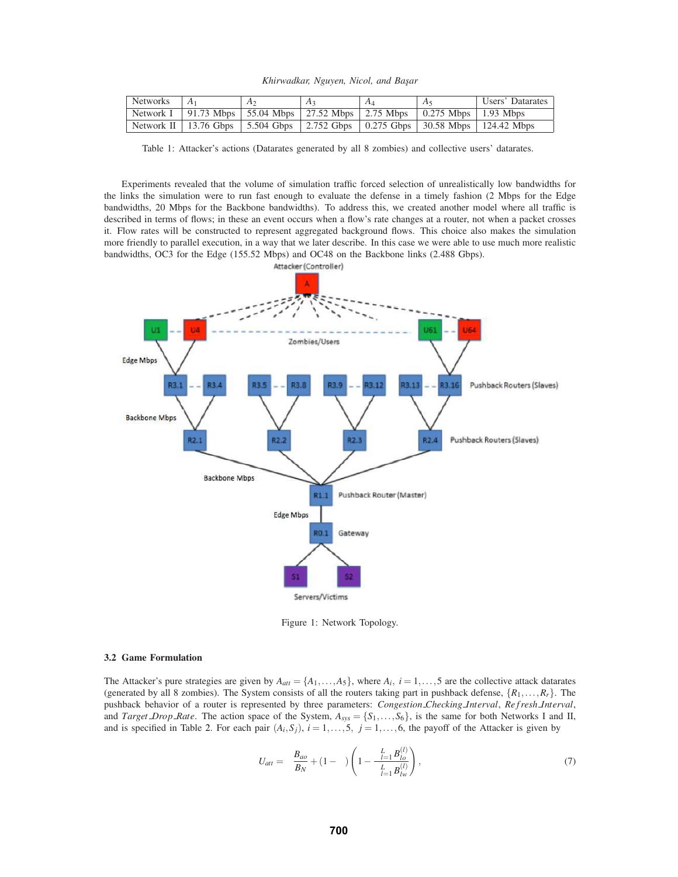| Networks | $A_1$ | $A_2$ | $A_3$ | $A_4$ | $A_5$ | Users' Datarates |
|---|---|---|---|---|---|---|
| Network I | 91.73 Mbps | 55.04 Mbps | 27.52 Mbps | 2.75 Mbps | 0.275 Mbps | 1.93 Mbps |
| Network II | 13.76 Gbps | 5.504 Gbps | 2.752 Gbps | 0.275 Gbps | 30.58 Mbps | 124.42 Mbps |

Table 1: Attacker's actions (Datarates generated by all 8 zombies) and collective users' datarates.

Experiments revealed that the volume of simulation traffic forced selection of unrealistically low bandwidths for the links the simulation were to run fast enough to evaluate the defense in a timely fashion (2 Mbps for the Edge bandwidths, 20 Mbps for the Backbone bandwidths). To address this, we created another model where all traffic is described in terms of flows; in these an event occurs when a flow's rate changes at a router, not when a packet crosses it. Flow rates will be constructed to represent aggregated background flows. This choice also makes the simulation more friendly to parallel execution, in a way that we later describe. In this case we were able to use much more realistic bandwidths, OC3 for the Edge (155.52 Mbps) and OC48 on the Backbone links (2.488 Gbps).

Figure 1: Network Topology.

### 3.2 Game Formulation

The Attacker's pure strategies are given by $A_{att} = \{A_1, \ldots, A_5\}$, where $A_i$, $i = 1, \ldots, 5$ are the collective attack datarates (generated by all 8 zombies). The System consists of all the routers taking part in pushback defense, $\{R_1, \ldots, R_r\}$. The pushback behavior of a router is represented by three parameters: *Congestion_Checking_Interval*, *Refresh_Interval*, and *Target_Drop_Rate*. The action space of the System, $A_{sys} = \{S_1, \ldots, S_6\}$, is the same for both Networks I and II, and is specified in Table 2. For each pair $(A_i, S_j)$, $i = 1, \ldots, 5$, $j = 1, \ldots, 6$, the payoff of the Attacker is given by

$$U_{att} = \quad \frac{B_{ao}}{B_N} + (1 - \quad) \left( 1 - \frac{\sum_{l=1}^{L} B_{lo}^{(l)}}{\sum_{l=1}^{L} B_{lw}^{(l)}} \right), \tag{7}$$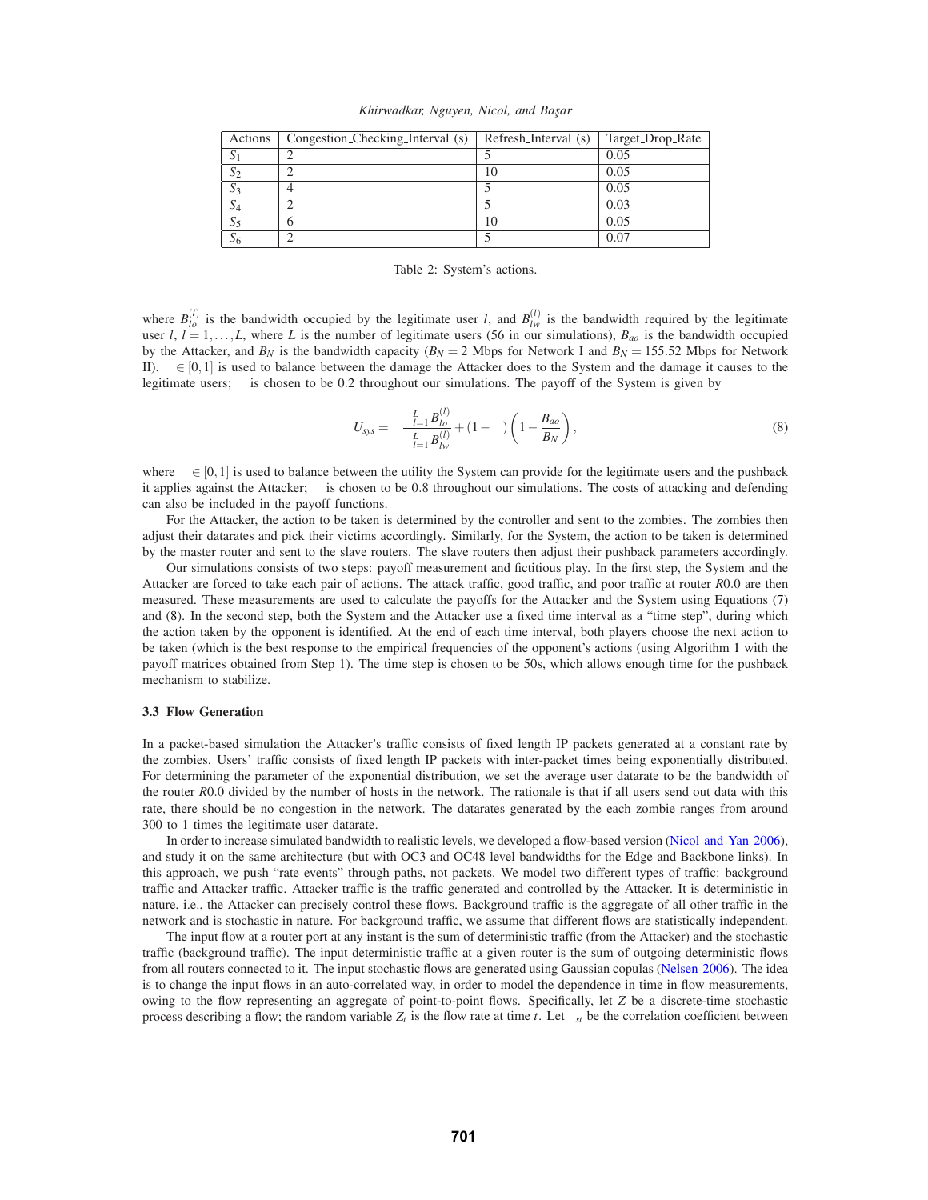| Actions | Congestion_Checking_Interval (s) | Refresh_Interval (s) | Target_Drop_Rate |
|---|---|---|---|
| $S_1$ | 2 | 5 | 0.05 |
| $S_2$ | 2 | 10 | 0.05 |
| $S_3$ | 4 | 5 | 0.05 |
| $S_4$ | 2 | 5 | 0.03 |
| $S_5$ | 6 | 10 | 0.05 |
| $S_6$ | 2 | 5 | 0.07 |

Table 2: System's actions.

where $B_{lo}^{(l)}$ is the bandwidth occupied by the legitimate user $l$, and $B_{lw}^{(l)}$ is the bandwidth required by the legitimate user $l$, $l = 1, \ldots, L$, where $L$ is the number of legitimate users (56 in our simulations), $B_{ao}$ is the bandwidth occupied by the Attacker, and $B_N$ is the bandwidth capacity ($B_N = 2$ Mbps for Network I and $B_N = 155.52$ Mbps for Network II). $\alpha \in [0,1]$ is used to balance between the damage the Attacker does to the System and the damage it causes to the legitimate users; $\alpha$ is chosen to be 0.2 throughout our simulations. The payoff of the System is given by

$$U_{sys} = \beta \frac{\sum_{l=1}^{L} B_{lo}^{(l)}}{\sum_{l=1}^{L} B_{lw}^{(l)}} + (1-\beta)\left(1 - \frac{B_{ao}}{B_N}\right), \tag{8}$$

where $\beta \in [0,1]$ is used to balance between the utility the System can provide for the legitimate users and the pushback it applies against the Attacker; $\beta$ is chosen to be 0.8 throughout our simulations. The costs of attacking and defending can also be included in the payoff functions.

For the Attacker, the action to be taken is determined by the controller and sent to the zombies. The zombies then adjust their datarates and pick their victims accordingly. Similarly, for the System, the action to be taken is determined by the master router and sent to the slave routers. The slave routers then adjust their pushback parameters accordingly.

Our simulations consists of two steps: payoff measurement and fictitious play. In the first step, the System and the Attacker are forced to take each pair of actions. The attack traffic, good traffic, and poor traffic at router $R0.0$ are then measured. These measurements are used to calculate the payoffs for the Attacker and the System using Equations (7) and (8). In the second step, both the System and the Attacker use a fixed time interval as a "time step", during which the action taken by the opponent is identified. At the end of each time interval, both players choose the next action to be taken (which is the best response to the empirical frequencies of the opponent's actions (using Algorithm 1 with the payoff matrices obtained from Step 1). The time step is chosen to be 50s, which allows enough time for the pushback mechanism to stabilize.

### 3.3 Flow Generation

In a packet-based simulation the Attacker's traffic consists of fixed length IP packets generated at a constant rate by the zombies. Users' traffic consists of fixed length IP packets with inter-packet times being exponentially distributed. For determining the parameter of the exponential distribution, we set the average user datarate to be the bandwidth of the router $R0.0$ divided by the number of hosts in the network. The rationale is that if all users send out data with this rate, there should be no congestion in the network. The datarates generated by the each zombie ranges from around 300 to 1 times the legitimate user datarate.

In order to increase simulated bandwidth to realistic levels, we developed a flow-based version (Nicol and Yan 2006), and study it on the same architecture (but with OC3 and OC48 level bandwidths for the Edge and Backbone links). In this approach, we push "rate events" through paths, not packets. We model two different types of traffic: background traffic and Attacker traffic. Attacker traffic is the traffic generated and controlled by the Attacker. It is deterministic in nature, i.e., the Attacker can precisely control these flows. Background traffic is the aggregate of all other traffic in the network and is stochastic in nature. For background traffic, we assume that different flows are statistically independent.

The input flow at a router port at any instant is the sum of deterministic traffic (from the Attacker) and the stochastic traffic (background traffic). The input deterministic traffic at a given router is the sum of outgoing deterministic flows from all routers connected to it. The input stochastic flows are generated using Gaussian copulas (Nelsen 2006). The idea is to change the input flows in an auto-correlated way, in order to model the dependence in time in flow measurements, owing to the flow representing an aggregate of point-to-point flows. Specifically, let $Z$ be a discrete-time stochastic process describing a flow; the random variable $Z_t$ is the flow rate at time $t$. Let $\rho_{st}$ be the correlation coefficient between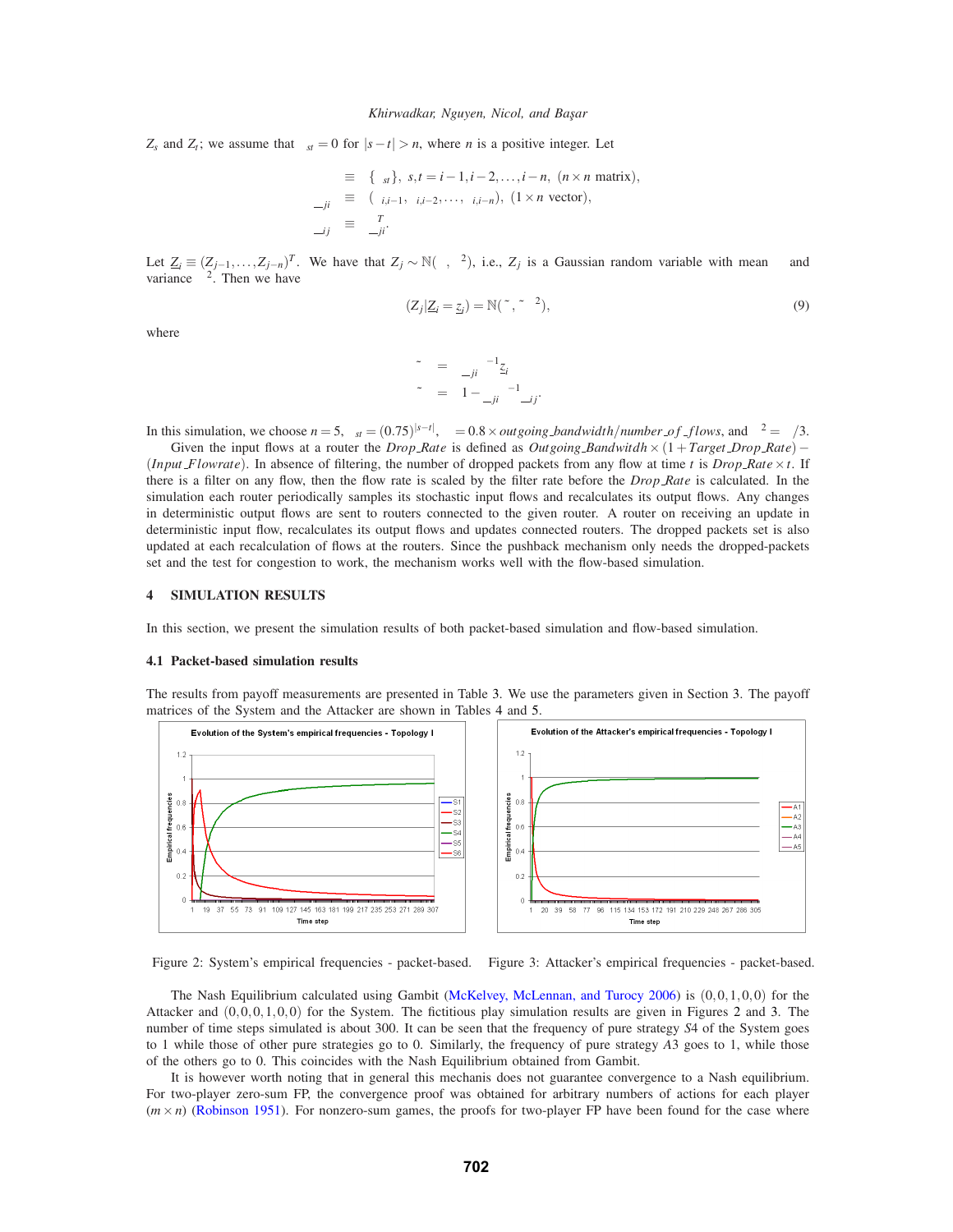$Z_s$ and $Z_t$; we assume that $\rho_{st} = 0$ for $|s-t| > n$, where $n$ is a positive integer. Let

$$\Sigma \equiv \{\rho_{st}\},\ s,t = i-1, i-2, \ldots, i-n,\ (n \times n \text{ matrix}),$$

$$\underline{\Sigma}_{ji} \equiv (\rho_{i,i-1}, \rho_{i,i-2}, \ldots, \rho_{i,i-n}),\ (1 \times n \text{ vector}),$$

$$\underline{\Sigma}_{ij} \equiv \underline{\Sigma}_{ji}^T.$$

Let $\underline{Z}_i \equiv (Z_{j-1}, \ldots, Z_{j-n})^T$. We have that $Z_j \sim \mathbb{N}(\mu, \sigma^2)$, i.e., $Z_j$ is a Gaussian random variable with mean $\mu$ and variance $\sigma^2$. Then we have

$$(Z_j | \underline{Z}_i = \underline{z}_i) = \mathbb{N}(\tilde{\mu}, \tilde{\sigma}^2), \tag{9}$$

where

$$\tilde{\mu} = \underline{\Sigma}_{ji} \Sigma^{-1} \underline{z}_i$$

$$\tilde{\sigma} = 1 - \underline{\Sigma}_{ji} \Sigma^{-1} \underline{\Sigma}_{ij}.$$

In this simulation, we choose $n = 5$, $\rho_{st} = (0.75)^{|s-t|}$, $\mu = 0.8 \times outgoing\_bandwidth/number\_of\_flows$, and $\sigma^2 = \mu/3$.

Given the input flows at a router the $Drop\_Rate$ is defined as $Outgoing\_Bandwitdh \times (1 + Target\_Drop\_Rate) - (Input\_Flowrate)$. In absence of filtering, the number of dropped packets from any flow at time $t$ is $Drop\_Rate \times t$. If there is a filter on any flow, then the flow rate is scaled by the filter rate before the $Drop\_Rate$ is calculated. In the simulation each router periodically samples its stochastic input flows and recalculates its output flows. Any changes in deterministic output flows are sent to routers connected to the given router. A router on receiving an update in deterministic input flow, recalculates its output flows and updates connected routers. The dropped packets set is also updated at each recalculation of flows at the routers. Since the pushback mechanism only needs the dropped-packets set and the test for congestion to work, the mechanism works well with the flow-based simulation.

## 4 SIMULATION RESULTS

In this section, we present the simulation results of both packet-based simulation and flow-based simulation.

### 4.1 Packet-based simulation results

The results from payoff measurements are presented in Table 3. We use the parameters given in Section 3. The payoff matrices of the System and the Attacker are shown in Tables 4 and 5.

Figure 2: System's empirical frequencies - packet-based.

Figure 3: Attacker's empirical frequencies - packet-based.

The Nash Equilibrium calculated using Gambit (McKelvey, McLennan, and Turocy 2006) is $(0,0,1,0,0)$ for the Attacker and $(0,0,0,1,0,0)$ for the System. The fictitious play simulation results are given in Figures 2 and 3. The number of time steps simulated is about 300. It can be seen that the frequency of pure strategy $S4$ of the System goes to 1 while those of other pure strategies go to 0. Similarly, the frequency of pure strategy $A3$ goes to 1, while those of the others go to 0. This coincides with the Nash Equilibrium obtained from Gambit.

It is however worth noting that in general this mechanis does not guarantee convergence to a Nash equilibrium. For two-player zero-sum FP, the convergence proof was obtained for arbitrary numbers of actions for each player $(m \times n)$ (Robinson 1951). For nonzero-sum games, the proofs for two-player FP have been found for the case where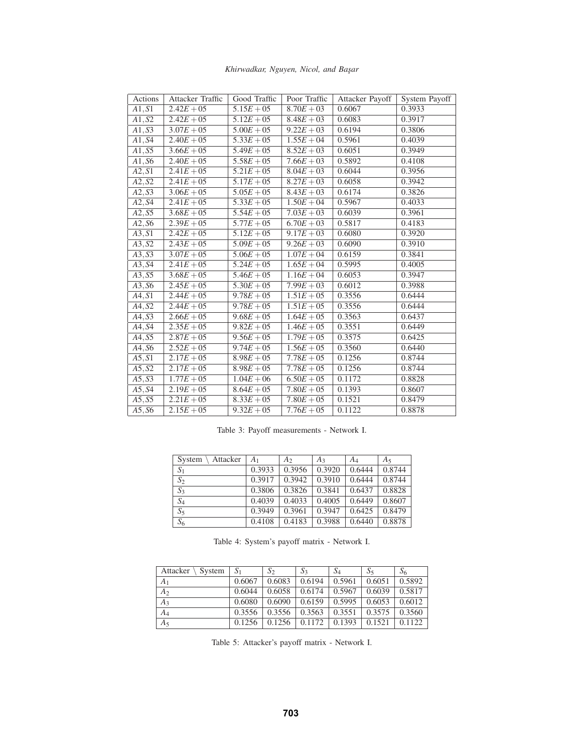| Actions | Attacker Traffic | Good Traffic | Poor Traffic | Attacker Payoff | System Payoff |
|---|---|---|---|---|---|
| $A1,S1$ | $2.42E+05$ | $5.15E+05$ | $8.70E+03$ | 0.6067 | 0.3933 |
| $A1,S2$ | $2.42E+05$ | $5.12E+05$ | $8.48E+03$ | 0.6083 | 0.3917 |
| $A1,S3$ | $3.07E+05$ | $5.00E+05$ | $9.22E+03$ | 0.6194 | 0.3806 |
| $A1,S4$ | $2.40E+05$ | $5.33E+05$ | $1.55E+04$ | 0.5961 | 0.4039 |
| $A1,S5$ | $3.66E+05$ | $5.49E+05$ | $8.52E+03$ | 0.6051 | 0.3949 |
| $A1,S6$ | $2.40E+05$ | $5.58E+05$ | $7.66E+03$ | 0.5892 | 0.4108 |
| $A2,S1$ | $2.41E+05$ | $5.21E+05$ | $8.04E+03$ | 0.6044 | 0.3956 |
| $A2,S2$ | $2.41E+05$ | $5.17E+05$ | $8.27E+03$ | 0.6058 | 0.3942 |
| $A2,S3$ | $3.06E+05$ | $5.05E+05$ | $8.43E+03$ | 0.6174 | 0.3826 |
| $A2,S4$ | $2.41E+05$ | $5.33E+05$ | $1.50E+04$ | 0.5967 | 0.4033 |
| $A2,S5$ | $3.68E+05$ | $5.54E+05$ | $7.03E+03$ | 0.6039 | 0.3961 |
| $A2,S6$ | $2.39E+05$ | $5.77E+05$ | $6.70E+03$ | 0.5817 | 0.4183 |
| $A3,S1$ | $2.42E+05$ | $5.12E+05$ | $9.17E+03$ | 0.6080 | 0.3920 |
| $A3,S2$ | $2.43E+05$ | $5.09E+05$ | $9.26E+03$ | 0.6090 | 0.3910 |
| $A3,S3$ | $3.07E+05$ | $5.06E+05$ | $1.07E+04$ | 0.6159 | 0.3841 |
| $A3,S4$ | $2.41E+05$ | $5.24E+05$ | $1.65E+04$ | 0.5995 | 0.4005 |
| $A3,S5$ | $3.68E+05$ | $5.46E+05$ | $1.16E+04$ | 0.6053 | 0.3947 |
| $A3,S6$ | $2.45E+05$ | $5.30E+05$ | $7.99E+03$ | 0.6012 | 0.3988 |
| $A4,S1$ | $2.44E+05$ | $9.78E+05$ | $1.51E+05$ | 0.3556 | 0.6444 |
| $A4,S2$ | $2.44E+05$ | $9.78E+05$ | $1.51E+05$ | 0.3556 | 0.6444 |
| $A4,S3$ | $2.66E+05$ | $9.68E+05$ | $1.64E+05$ | 0.3563 | 0.6437 |
| $A4,S4$ | $2.35E+05$ | $9.82E+05$ | $1.46E+05$ | 0.3551 | 0.6449 |
| $A4,S5$ | $2.87E+05$ | $9.56E+05$ | $1.79E+05$ | 0.3575 | 0.6425 |
| $A4,S6$ | $2.52E+05$ | $9.74E+05$ | $1.56E+05$ | 0.3560 | 0.6440 |
| $A5,S1$ | $2.17E+05$ | $8.98E+05$ | $7.78E+05$ | 0.1256 | 0.8744 |
| $A5,S2$ | $2.17E+05$ | $8.98E+05$ | $7.78E+05$ | 0.1256 | 0.8744 |
| $A5,S3$ | $1.77E+05$ | $1.04E+06$ | $6.50E+05$ | 0.1172 | 0.8828 |
| $A5,S4$ | $2.19E+05$ | $8.64E+05$ | $7.80E+05$ | 0.1393 | 0.8607 |
| $A5,S5$ | $2.21E+05$ | $8.33E+05$ | $7.80E+05$ | 0.1521 | 0.8479 |
| $A5,S6$ | $2.15E+05$ | $9.32E+05$ | $7.76E+05$ | 0.1122 | 0.8878 |

Table 3: Payoff measurements - Network I.

| System \ Attacker | $A_1$ | $A_2$ | $A_3$ | $A_4$ | $A_5$ |
|---|---|---|---|---|---|
| $S_1$ | 0.3933 | 0.3956 | 0.3920 | 0.6444 | 0.8744 |
| $S_2$ | 0.3917 | 0.3942 | 0.3910 | 0.6444 | 0.8744 |
| $S_3$ | 0.3806 | 0.3826 | 0.3841 | 0.6437 | 0.8828 |
| $S_4$ | 0.4039 | 0.4033 | 0.4005 | 0.6449 | 0.8607 |
| $S_5$ | 0.3949 | 0.3961 | 0.3947 | 0.6425 | 0.8479 |
| $S_6$ | 0.4108 | 0.4183 | 0.3988 | 0.6440 | 0.8878 |

Table 4: System's payoff matrix - Network I.

| Attacker \ System | $S_1$ | $S_2$ | $S_3$ | $S_4$ | $S_5$ | $S_6$ |
|---|---|---|---|---|---|---|
| $A_1$ | 0.6067 | 0.6083 | 0.6194 | 0.5961 | 0.6051 | 0.5892 |
| $A_2$ | 0.6044 | 0.6058 | 0.6174 | 0.5967 | 0.6039 | 0.5817 |
| $A_3$ | 0.6080 | 0.6090 | 0.6159 | 0.5995 | 0.6053 | 0.6012 |
| $A_4$ | 0.3556 | 0.3556 | 0.3563 | 0.3551 | 0.3575 | 0.3560 |
| $A_5$ | 0.1256 | 0.1256 | 0.1172 | 0.1393 | 0.1521 | 0.1122 |

Table 5: Attacker's payoff matrix - Network I.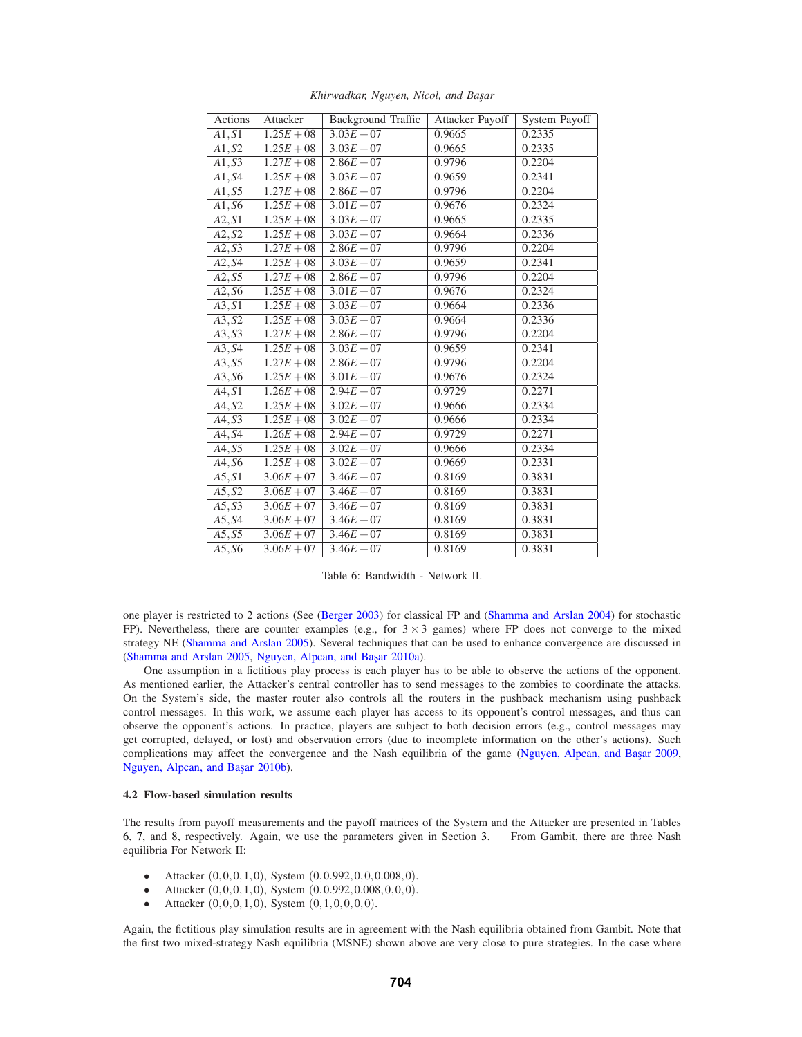| Actions | Attacker | Background Traffic | Attacker Payoff | System Payoff |
|---|---|---|---|---|
| $A1,S1$ | $1.25E+08$ | $3.03E+07$ | 0.9665 | 0.2335 |
| $A1,S2$ | $1.25E+08$ | $3.03E+07$ | 0.9665 | 0.2335 |
| $A1,S3$ | $1.27E+08$ | $2.86E+07$ | 0.9796 | 0.2204 |
| $A1,S4$ | $1.25E+08$ | $3.03E+07$ | 0.9659 | 0.2341 |
| $A1,S5$ | $1.27E+08$ | $2.86E+07$ | 0.9796 | 0.2204 |
| $A1,S6$ | $1.25E+08$ | $3.01E+07$ | 0.9676 | 0.2324 |
| $A2,S1$ | $1.25E+08$ | $3.03E+07$ | 0.9665 | 0.2335 |
| $A2,S2$ | $1.25E+08$ | $3.03E+07$ | 0.9664 | 0.2336 |
| $A2,S3$ | $1.27E+08$ | $2.86E+07$ | 0.9796 | 0.2204 |
| $A2,S4$ | $1.25E+08$ | $3.03E+07$ | 0.9659 | 0.2341 |
| $A2,S5$ | $1.27E+08$ | $2.86E+07$ | 0.9796 | 0.2204 |
| $A2,S6$ | $1.25E+08$ | $3.01E+07$ | 0.9676 | 0.2324 |
| $A3,S1$ | $1.25E+08$ | $3.03E+07$ | 0.9664 | 0.2336 |
| $A3,S2$ | $1.25E+08$ | $3.03E+07$ | 0.9664 | 0.2336 |
| $A3,S3$ | $1.27E+08$ | $2.86E+07$ | 0.9796 | 0.2204 |
| $A3,S4$ | $1.25E+08$ | $3.03E+07$ | 0.9659 | 0.2341 |
| $A3,S5$ | $1.27E+08$ | $2.86E+07$ | 0.9796 | 0.2204 |
| $A3,S6$ | $1.25E+08$ | $3.01E+07$ | 0.9676 | 0.2324 |
| $A4,S1$ | $1.26E+08$ | $2.94E+07$ | 0.9729 | 0.2271 |
| $A4,S2$ | $1.25E+08$ | $3.02E+07$ | 0.9666 | 0.2334 |
| $A4,S3$ | $1.25E+08$ | $3.02E+07$ | 0.9666 | 0.2334 |
| $A4,S4$ | $1.26E+08$ | $2.94E+07$ | 0.9729 | 0.2271 |
| $A4,S5$ | $1.25E+08$ | $3.02E+07$ | 0.9666 | 0.2334 |
| $A4,S6$ | $1.25E+08$ | $3.02E+07$ | 0.9669 | 0.2331 |
| $A5,S1$ | $3.06E+07$ | $3.46E+07$ | 0.8169 | 0.3831 |
| $A5,S2$ | $3.06E+07$ | $3.46E+07$ | 0.8169 | 0.3831 |
| $A5,S3$ | $3.06E+07$ | $3.46E+07$ | 0.8169 | 0.3831 |
| $A5,S4$ | $3.06E+07$ | $3.46E+07$ | 0.8169 | 0.3831 |
| $A5,S5$ | $3.06E+07$ | $3.46E+07$ | 0.8169 | 0.3831 |
| $A5,S6$ | $3.06E+07$ | $3.46E+07$ | 0.8169 | 0.3831 |

Table 6: Bandwidth - Network II.

one player is restricted to 2 actions (See (Berger 2003) for classical FP and (Shamma and Arslan 2004) for stochastic FP). Nevertheless, there are counter examples (e.g., for $3 \times 3$ games) where FP does not converge to the mixed strategy NE (Shamma and Arslan 2005). Several techniques that can be used to enhance convergence are discussed in (Shamma and Arslan 2005, Nguyen, Alpcan, and Başar 2010a).

One assumption in a fictitious play process is each player has to be able to observe the actions of the opponent. As mentioned earlier, the Attacker's central controller has to send messages to the zombies to coordinate the attacks. On the System's side, the master router also controls all the routers in the pushback mechanism using pushback control messages. In this work, we assume each player has access to its opponent's control messages, and thus can observe the opponent's actions. In practice, players are subject to both decision errors (e.g., control messages may get corrupted, delayed, or lost) and observation errors (due to incomplete information on the other's actions). Such complications may affect the convergence and the Nash equilibria of the game (Nguyen, Alpcan, and Başar 2009, Nguyen, Alpcan, and Başar 2010b).

### 4.2 Flow-based simulation results

The results from payoff measurements and the payoff matrices of the System and the Attacker are presented in Tables 6, 7, and 8, respectively. Again, we use the parameters given in Section 3. From Gambit, there are three Nash equilibria For Network II:

- Attacker $(0,0,0,1,0)$, System $(0,0.992,0,0,0.008,0)$.
- Attacker $(0,0,0,1,0)$, System $(0,0.992,0.008,0,0,0)$.
- Attacker $(0,0,0,1,0)$, System $(0,1,0,0,0,0)$.

Again, the fictitious play simulation results are in agreement with the Nash equilibria obtained from Gambit. Note that the first two mixed-strategy Nash equilibria (MSNE) shown above are very close to pure strategies. In the case where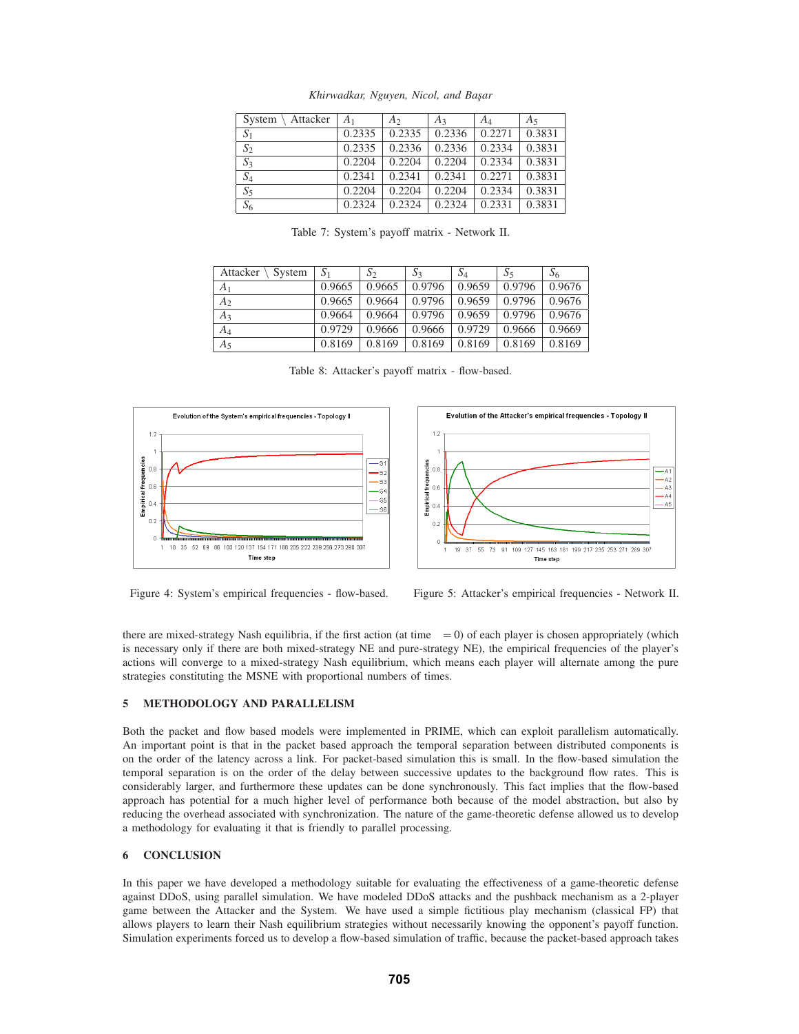| System \ Attacker | $A_1$ | $A_2$ | $A_3$ | $A_4$ | $A_5$ |
|---|---|---|---|---|---|
| $S_1$ | 0.2335 | 0.2335 | 0.2336 | 0.2271 | 0.3831 |
| $S_2$ | 0.2335 | 0.2336 | 0.2336 | 0.2334 | 0.3831 |
| $S_3$ | 0.2204 | 0.2204 | 0.2204 | 0.2334 | 0.3831 |
| $S_4$ | 0.2341 | 0.2341 | 0.2341 | 0.2271 | 0.3831 |
| $S_5$ | 0.2204 | 0.2204 | 0.2204 | 0.2334 | 0.3831 |
| $S_6$ | 0.2324 | 0.2324 | 0.2324 | 0.2331 | 0.3831 |

Table 7: System's payoff matrix - Network II.

| Attacker \ System | $S_1$ | $S_2$ | $S_3$ | $S_4$ | $S_5$ | $S_6$ |
|---|---|---|---|---|---|---|
| $A_1$ | 0.9665 | 0.9665 | 0.9796 | 0.9659 | 0.9796 | 0.9676 |
| $A_2$ | 0.9665 | 0.9664 | 0.9796 | 0.9659 | 0.9796 | 0.9676 |
| $A_3$ | 0.9664 | 0.9664 | 0.9796 | 0.9659 | 0.9796 | 0.9676 |
| $A_4$ | 0.9729 | 0.9666 | 0.9666 | 0.9729 | 0.9666 | 0.9669 |
| $A_5$ | 0.8169 | 0.8169 | 0.8169 | 0.8169 | 0.8169 | 0.8169 |

Table 8: Attacker's payoff matrix - flow-based.

Figure 4: System's empirical frequencies - flow-based.

Figure 5: Attacker's empirical frequencies - Network II.

there are mixed-strategy Nash equilibria, if the first action (at time $= 0$) of each player is chosen appropriately (which is necessary only if there are both mixed-strategy NE and pure-strategy NE), the empirical frequencies of the player's actions will converge to a mixed-strategy Nash equilibrium, which means each player will alternate among the pure strategies constituting the MSNE with proportional numbers of times.

## 5 METHODOLOGY AND PARALLELISM

Both the packet and flow based models were implemented in PRIME, which can exploit parallelism automatically. An important point is that in the packet based approach the temporal separation between distributed components is on the order of the latency across a link. For packet-based simulation this is small. In the flow-based simulation the temporal separation is on the order of the delay between successive updates to the background flow rates. This is considerably larger, and furthermore these updates can be done synchronously. This fact implies that the flow-based approach has potential for a much higher level of performance both because of the model abstraction, but also by reducing the overhead associated with synchronization. The nature of the game-theoretic defense allowed us to develop a methodology for evaluating it that is friendly to parallel processing.

## 6 CONCLUSION

In this paper we have developed a methodology suitable for evaluating the effectiveness of a game-theoretic defense against DDoS, using parallel simulation. We have modeled DDoS attacks and the pushback mechanism as a 2-player game between the Attacker and the System. We have used a simple fictitious play mechanism (classical FP) that allows players to learn their Nash equilibrium strategies without necessarily knowing the opponent's payoff function. Simulation experiments forced us to develop a flow-based simulation of traffic, because the packet-based approach takes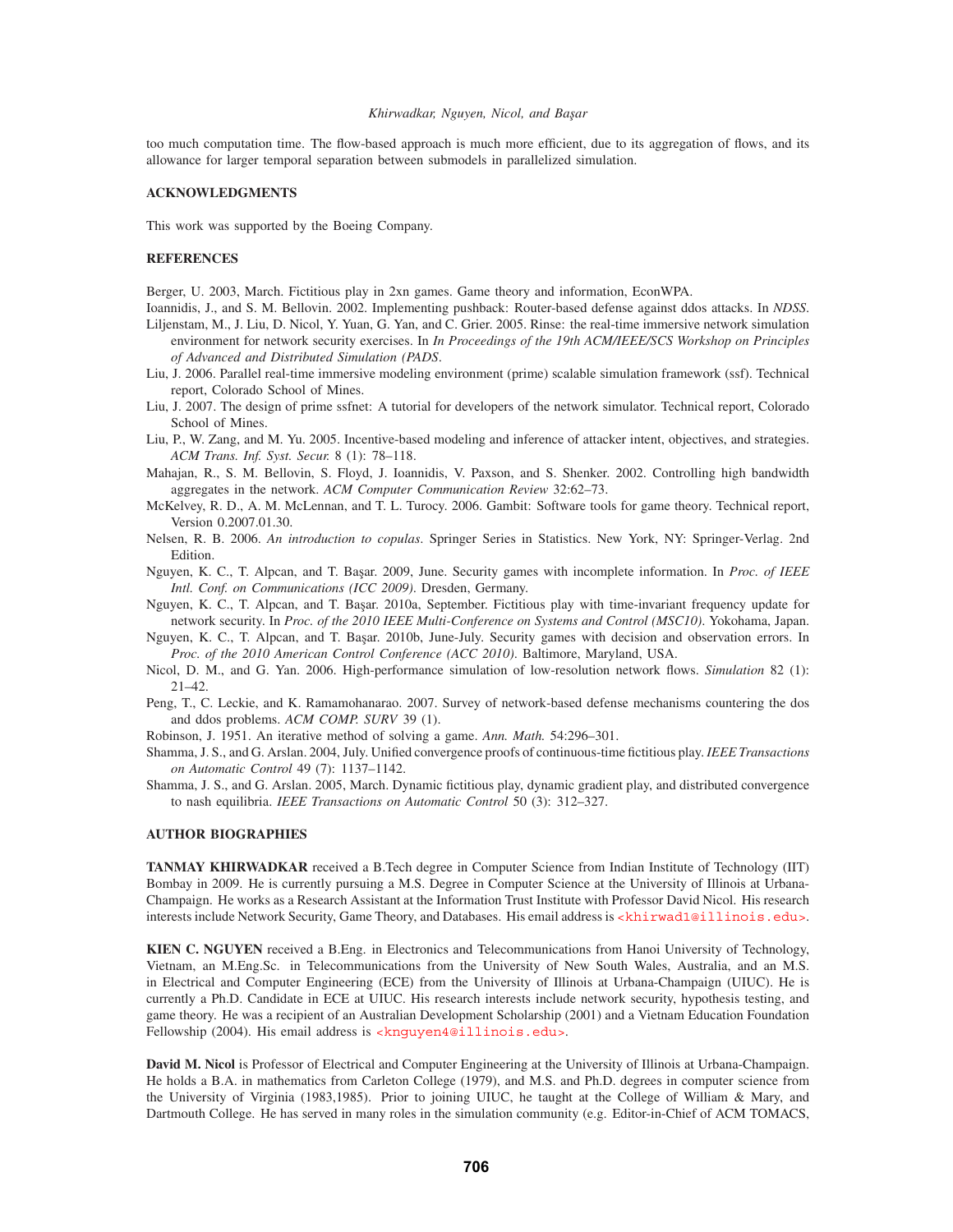too much computation time. The flow-based approach is much more efficient, due to its aggregation of flows, and its allowance for larger temporal separation between submodels in parallelized simulation.

## ACKNOWLEDGMENTS

This work was supported by the Boeing Company.

## REFERENCES

Berger, U. 2003, March. Fictitious play in 2xn games. Game theory and information, EconWPA.

Ioannidis, J., and S. M. Bellovin. 2002. Implementing pushback: Router-based defense against ddos attacks. In *NDSS*.

Liljenstam, M., J. Liu, D. Nicol, Y. Yuan, G. Yan, and C. Grier. 2005. Rinse: the real-time immersive network simulation environment for network security exercises. In *In Proceedings of the 19th ACM/IEEE/SCS Workshop on Principles of Advanced and Distributed Simulation (PADS*.

Liu, J. 2006. Parallel real-time immersive modeling environment (prime) scalable simulation framework (ssf). Technical report, Colorado School of Mines.

Liu, J. 2007. The design of prime ssfnet: A tutorial for developers of the network simulator. Technical report, Colorado School of Mines.

Liu, P., W. Zang, and M. Yu. 2005. Incentive-based modeling and inference of attacker intent, objectives, and strategies. *ACM Trans. Inf. Syst. Secur.* 8 (1): 78–118.

Mahajan, R., S. M. Bellovin, S. Floyd, J. Ioannidis, V. Paxson, and S. Shenker. 2002. Controlling high bandwidth aggregates in the network. *ACM Computer Communication Review* 32:62–73.

McKelvey, R. D., A. M. McLennan, and T. L. Turocy. 2006. Gambit: Software tools for game theory. Technical report, Version 0.2007.01.30.

Nelsen, R. B. 2006. *An introduction to copulas*. Springer Series in Statistics. New York, NY: Springer-Verlag. 2nd Edition.

Nguyen, K. C., T. Alpcan, and T. Başar. 2009, June. Security games with incomplete information. In *Proc. of IEEE Intl. Conf. on Communications (ICC 2009)*. Dresden, Germany.

Nguyen, K. C., T. Alpcan, and T. Başar. 2010a, September. Fictitious play with time-invariant frequency update for network security. In *Proc. of the 2010 IEEE Multi-Conference on Systems and Control (MSC10)*. Yokohama, Japan.

Nguyen, K. C., T. Alpcan, and T. Başar. 2010b, June-July. Security games with decision and observation errors. In *Proc. of the 2010 American Control Conference (ACC 2010)*. Baltimore, Maryland, USA.

Nicol, D. M., and G. Yan. 2006. High-performance simulation of low-resolution network flows. *Simulation* 82 (1): 21–42.

Peng, T., C. Leckie, and K. Ramamohanarao. 2007. Survey of network-based defense mechanisms countering the dos and ddos problems. *ACM COMP. SURV* 39 (1).

Robinson, J. 1951. An iterative method of solving a game. *Ann. Math.* 54:296–301.

Shamma, J. S., and G. Arslan. 2004, July. Unified convergence proofs of continuous-time fictitious play. *IEEE Transactions on Automatic Control* 49 (7): 1137–1142.

Shamma, J. S., and G. Arslan. 2005, March. Dynamic fictitious play, dynamic gradient play, and distributed convergence to nash equilibria. *IEEE Transactions on Automatic Control* 50 (3): 312–327.

## AUTHOR BIOGRAPHIES

**TANMAY KHIRWADKAR** received a B.Tech degree in Computer Science from Indian Institute of Technology (IIT) Bombay in 2009. He is currently pursuing a M.S. Degree in Computer Science at the University of Illinois at Urbana-Champaign. He works as a Research Assistant at the Information Trust Institute with Professor David Nicol. His research interests include Network Security, Game Theory, and Databases. His email address is <khirwad1@illinois.edu>.

**KIEN C. NGUYEN** received a B.Eng. in Electronics and Telecommunications from Hanoi University of Technology, Vietnam, an M.Eng.Sc. in Telecommunications from the University of New South Wales, Australia, and an M.S. in Electrical and Computer Engineering (ECE) from the University of Illinois at Urbana-Champaign (UIUC). He is currently a Ph.D. Candidate in ECE at UIUC. His research interests include network security, hypothesis testing, and game theory. He was a recipient of an Australian Development Scholarship (2001) and a Vietnam Education Foundation Fellowship (2004). His email address is <knguyen4@illinois.edu>.

**David M. Nicol** is Professor of Electrical and Computer Engineering at the University of Illinois at Urbana-Champaign. He holds a B.A. in mathematics from Carleton College (1979), and M.S. and Ph.D. degrees in computer science from the University of Virginia (1983,1985). Prior to joining UIUC, he taught at the College of William & Mary, and Dartmouth College. He has served in many roles in the simulation community (e.g. Editor-in-Chief of ACM TOMACS,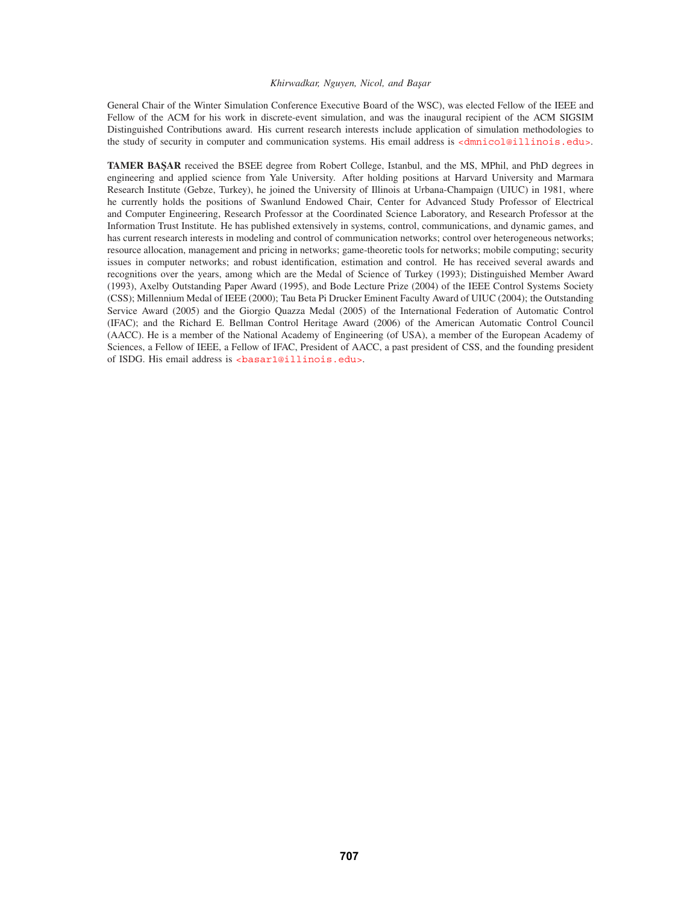General Chair of the Winter Simulation Conference Executive Board of the WSC), was elected Fellow of the IEEE and Fellow of the ACM for his work in discrete-event simulation, and was the inaugural recipient of the ACM SIGSIM Distinguished Contributions award. His current research interests include application of simulation methodologies to the study of security in computer and communication systems. His email address is <dmnicol@illinois.edu>.

**TAMER BAŞAR** received the BSEE degree from Robert College, Istanbul, and the MS, MPhil, and PhD degrees in engineering and applied science from Yale University. After holding positions at Harvard University and Marmara Research Institute (Gebze, Turkey), he joined the University of Illinois at Urbana-Champaign (UIUC) in 1981, where he currently holds the positions of Swanlund Endowed Chair, Center for Advanced Study Professor of Electrical and Computer Engineering, Research Professor at the Coordinated Science Laboratory, and Research Professor at the Information Trust Institute. He has published extensively in systems, control, communications, and dynamic games, and has current research interests in modeling and control of communication networks; control over heterogeneous networks; resource allocation, management and pricing in networks; game-theoretic tools for networks; mobile computing; security issues in computer networks; and robust identification, estimation and control. He has received several awards and recognitions over the years, among which are the Medal of Science of Turkey (1993); Distinguished Member Award (1993), Axelby Outstanding Paper Award (1995), and Bode Lecture Prize (2004) of the IEEE Control Systems Society (CSS); Millennium Medal of IEEE (2000); Tau Beta Pi Drucker Eminent Faculty Award of UIUC (2004); the Outstanding Service Award (2005) and the Giorgio Quazza Medal (2005) of the International Federation of Automatic Control (IFAC); and the Richard E. Bellman Control Heritage Award (2006) of the American Automatic Control Council (AACC). He is a member of the National Academy of Engineering (of USA), a member of the European Academy of Sciences, a Fellow of IEEE, a Fellow of IFAC, President of AACC, a past president of CSS, and the founding president of ISDG. His email address is <basar1@illinois.edu>.